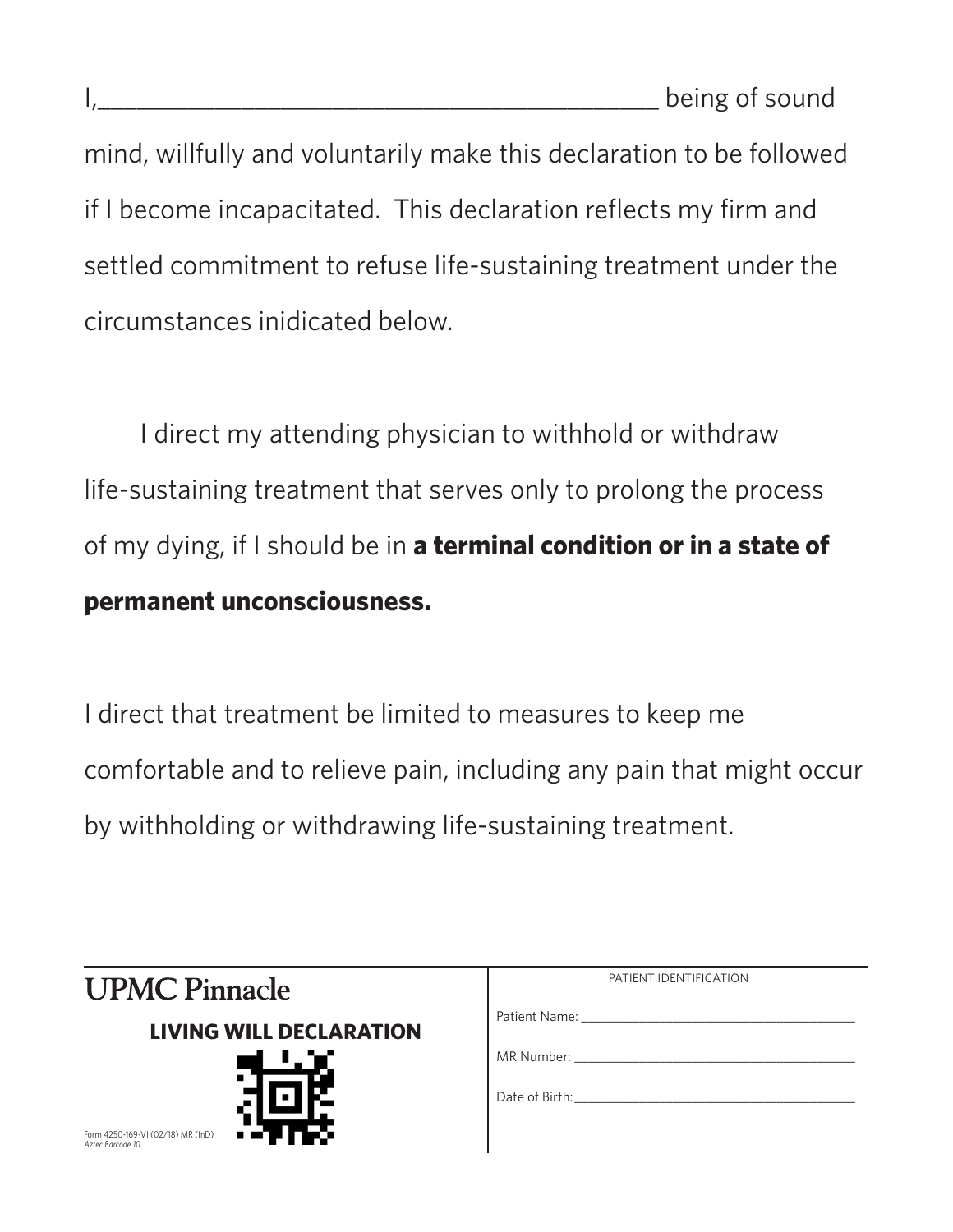I,__________________________________________ being of sound mind, willfully and voluntarily make this declaration to be followed if I become incapacitated.  This declaration reflects my firm and settled commitment to refuse life-sustaining treatment under the circumstances inidicated below.

I direct my attending physician to withhold or withdraw life-sustaining treatment that serves only to prolong the process of my dying, if I should be in **a terminal condition or in a state of permanent unconsciousness.**

I direct that treatment be limited to measures to keep me comfortable and to relieve pain, including any pain that might occur by withholding or withdrawing life-sustaining treatment.

| UPMC Pinnacle | PATIENT IDENTIFICATION |
| --- | --- |
| **LIVING WILL DECLARATION** | Patient Name: ________________________________ |
| | MR Number: ________________________________ |
| Form 4250-169-VI (02/18) MR (InD) *Aztec Barcode 10* | Date of Birth: ________________________________ |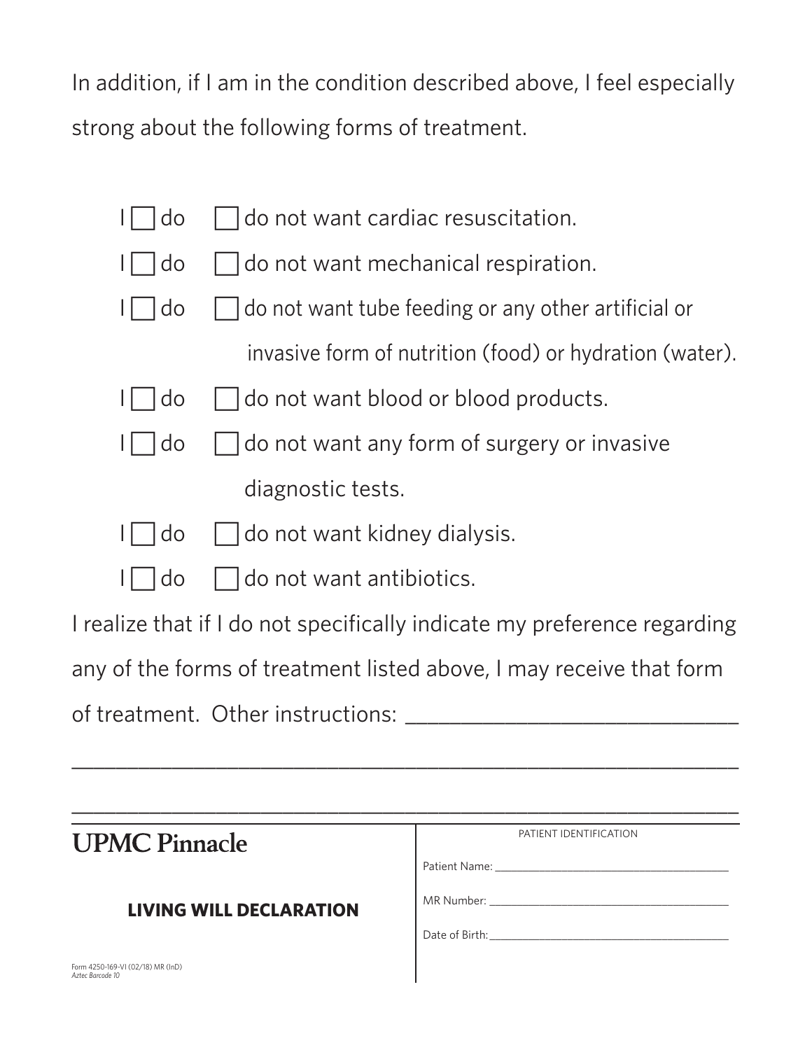In addition, if I am in the condition described above, I feel especially strong about the following forms of treatment.

- I ☐ do ☐ do not want cardiac resuscitation.
- I ☐ do ☐ do not want mechanical respiration.
- I ☐ do ☐ do not want tube feeding or any other artificial or invasive form of nutrition (food) or hydration (water).
- I ☐ do ☐ do not want blood or blood products.
- I ☐ do ☐ do not want any form of surgery or invasive diagnostic tests.
- I ☐ do ☐ do not want kidney dialysis.
- I ☐ do ☐ do not want antibiotics.

I realize that if I do not specifically indicate my preference regarding any of the forms of treatment listed above, I may receive that form of treatment. Other instructions: ______________________________

____________________________________________________________

____________________________________________________________

**UPMC Pinnacle**

**LIVING WILL DECLARATION**

Form 4250-169-VI (02/18) MR (InD)
*Aztec Barcode 10*

PATIENT IDENTIFICATION

Patient Name: ________________________________

MR Number: ________________________________

Date of Birth: ________________________________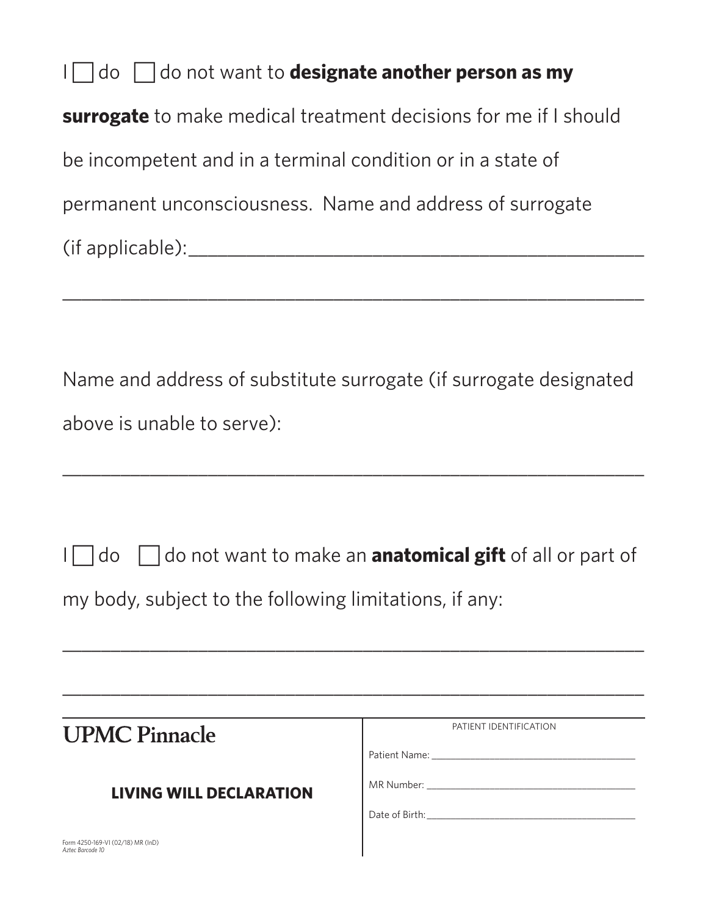I ☐ do ☐ do not want to **designate another person as my surrogate** to make medical treatment decisions for me if I should be incompetent and in a terminal condition or in a state of permanent unconsciousness. Name and address of surrogate (if applicable):_____________________________________________

_____________________________________________________________

Name and address of substitute surrogate (if surrogate designated above is unable to serve):

_____________________________________________________________

I ☐ do ☐ do not want to make an **anatomical gift** of all or part of my body, subject to the following limitations, if any:

_____________________________________________________________

_____________________________________________________________

**UPMC Pinnacle**

**LIVING WILL DECLARATION**

Form 4250-169-VI (02/18) MR (InD)
*Aztec Barcode 10*

PATIENT IDENTIFICATION

Patient Name: _______________________________

MR Number: _______________________________

Date of Birth: _______________________________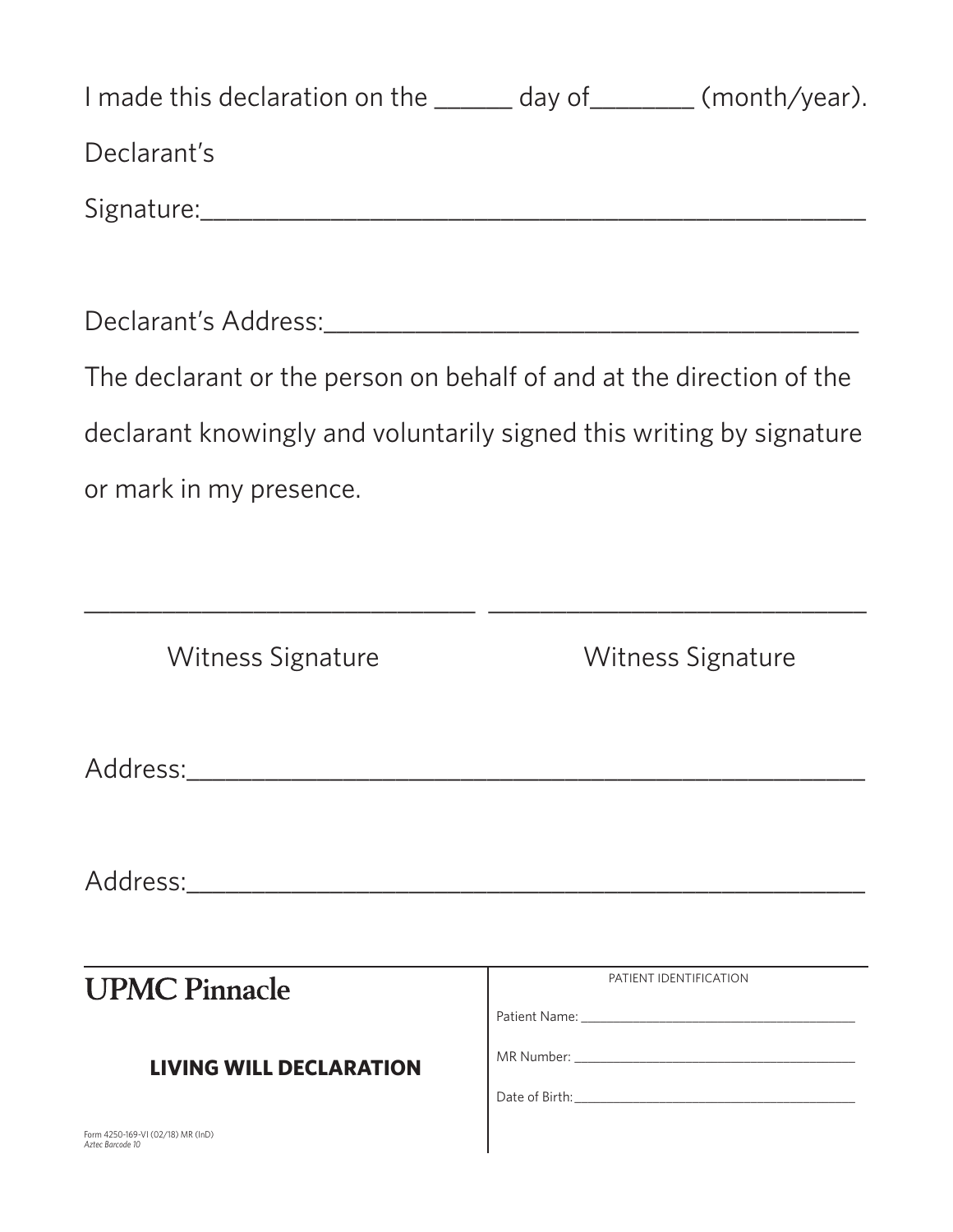I made this declaration on the ______ day of________ (month/year).

Declarant's

Signature:_____________________________________________________

Declarant's Address:___________________________________________

The declarant or the person on behalf of and at the direction of the declarant knowingly and voluntarily signed this writing by signature or mark in my presence.

______________________________ ______________________________

Witness Signature Witness Signature

Address:_______________________________________________________

Address:_______________________________________________________

| | |
|---|---|
| **UPMC Pinnacle**<br><br>**LIVING WILL DECLARATION**<br><br>Form 4250-169-VI (02/18) MR (InD)<br>*Aztec Barcode 10* | PATIENT IDENTIFICATION<br><br>Patient Name: ______________________<br><br>MR Number: ______________________<br><br>Date of Birth: ______________________ |